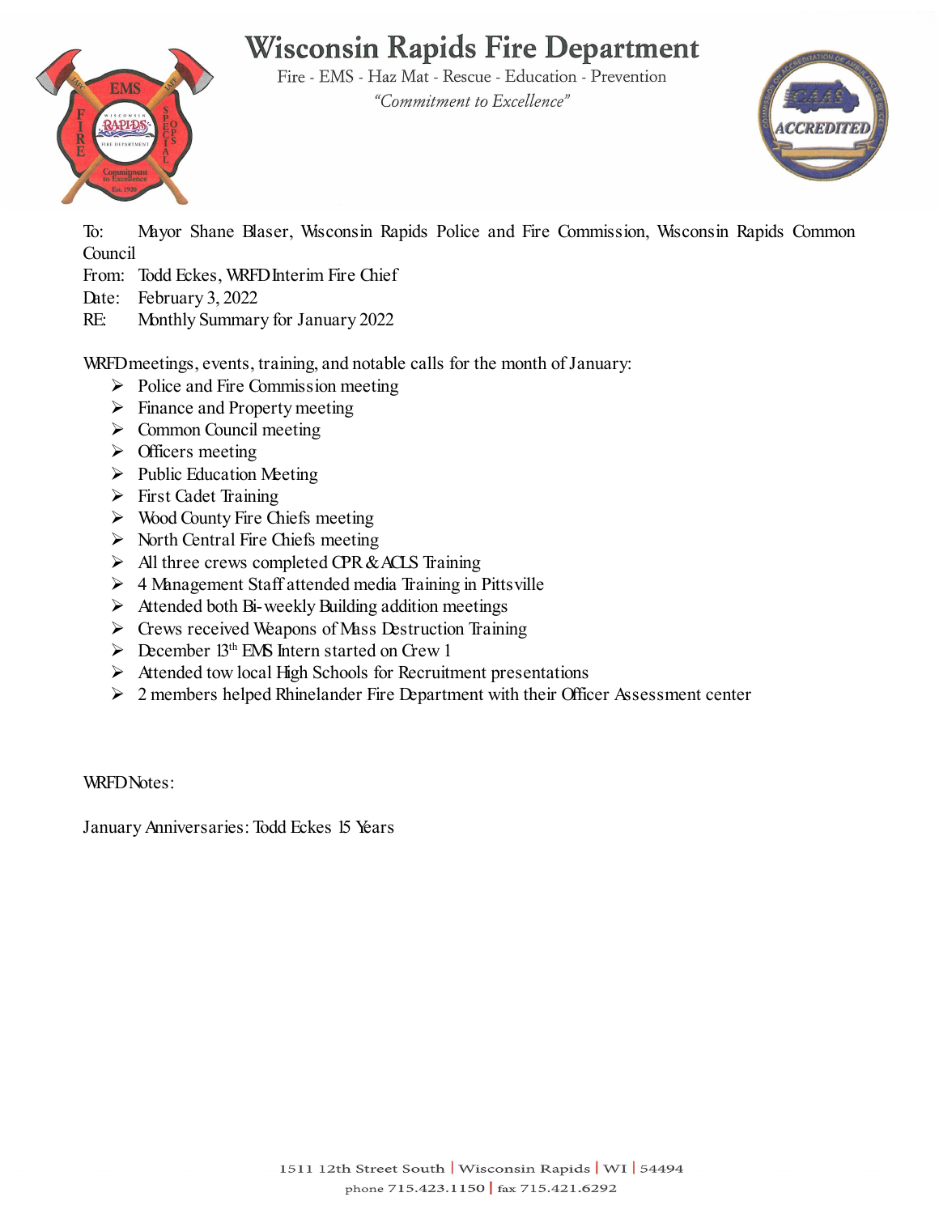# Wisconsin Rapids Fire Department

Fire - EMS - Haz Mat - Rescue - Education - Prevention

*"Commitment to Excellence"*

To: Mayor Shane Blaser, Wisconsin Rapids Police and Fire Commission, Wisconsin Rapids Common Council

From: Todd Eckes, WRFD Interim Fire Chief

Date: February 3, 2022

RE: Monthly Summary for January 2022

WRFD meetings, events, training, and notable calls for the month of January:

- Police and Fire Commission meeting
- Finance and Property meeting
- Common Council meeting
- Officers meeting
- Public Education Meeting
- First Cadet Training
- Wood County Fire Chiefs meeting
- North Central Fire Chiefs meeting
- All three crews completed CPR & ACLS Training
- 4 Management Staff attended media Training in Pittsville
- Attended both Bi-weekly Building addition meetings
- Crews received Weapons of Mass Destruction Training
- December 13th EMS Intern started on Crew 1
- Attended tow local High Schools for Recruitment presentations
- 2 members helped Rhinelander Fire Department with their Officer Assessment center

WRFD Notes:

January Anniversaries: Todd Eckes 15 Years

1511 12th Street South | Wisconsin Rapids | WI | 54494

phone 715.423.1150 | fax 715.421.6292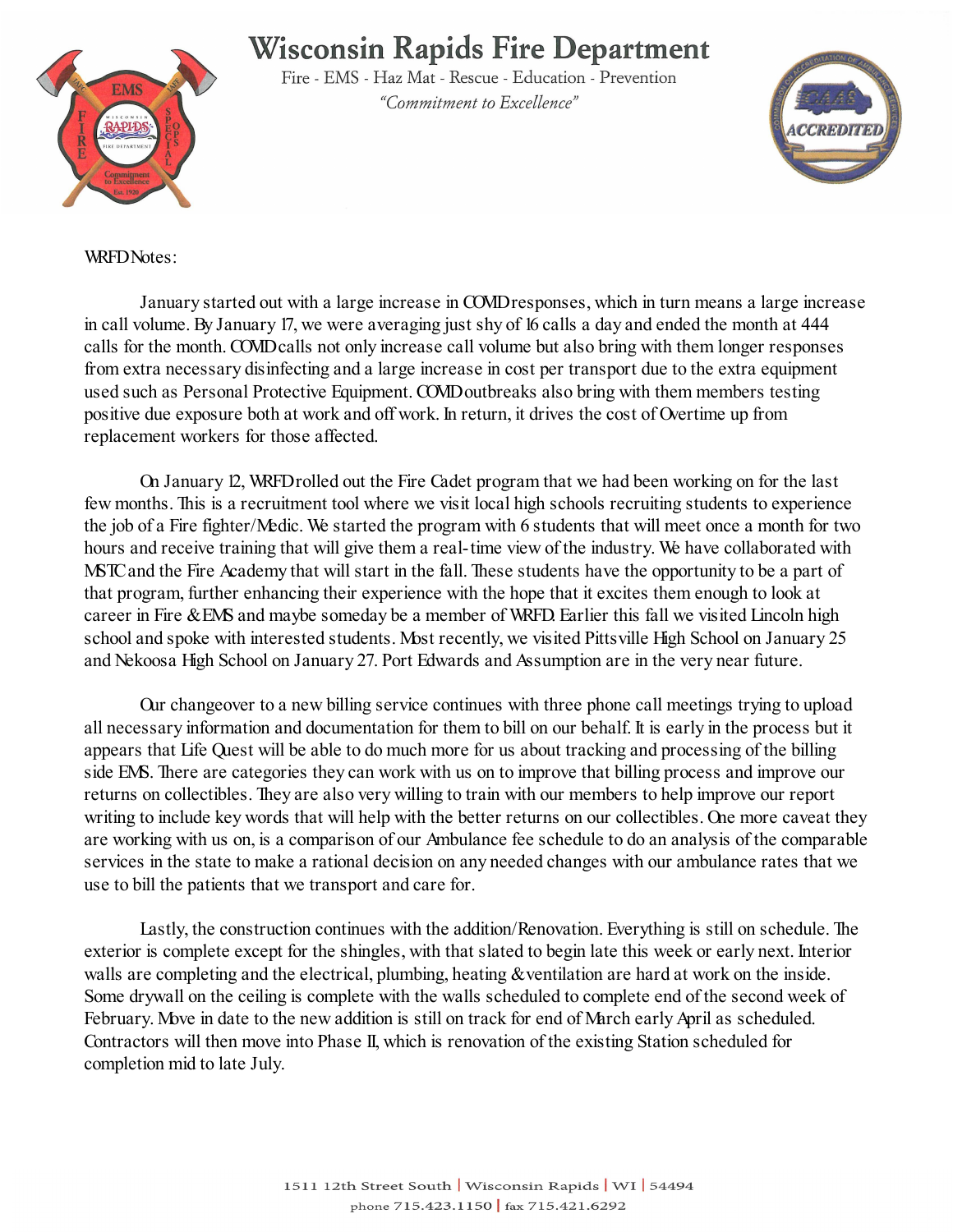# Wisconsin Rapids Fire Department

Fire - EMS - Haz Mat - Rescue - Education - Prevention

*"Commitment to Excellence"*

WRFD Notes:

January started out with a large increase in COVID responses, which in turn means a large increase in call volume. By January 17, we were averaging just shy of 16 calls a day and ended the month at 444 calls for the month. COVID calls not only increase call volume but also bring with them longer responses from extra necessary disinfecting and a large increase in cost per transport due to the extra equipment used such as Personal Protective Equipment. COVID outbreaks also bring with them members testing positive due exposure both at work and off work. In return, it drives the cost of Overtime up from replacement workers for those affected.

On January 12, WRFD rolled out the Fire Cadet program that we had been working on for the last few months. This is a recruitment tool where we visit local high schools recruiting students to experience the job of a Fire fighter/Medic. We started the program with 6 students that will meet once a month for two hours and receive training that will give them a real-time view of the industry. We have collaborated with MSTC and the Fire Academy that will start in the fall. These students have the opportunity to be a part of that program, further enhancing their experience with the hope that it excites them enough to look at career in Fire & EMS and maybe someday be a member of WRFD. Earlier this fall we visited Lincoln high school and spoke with interested students. Most recently, we visited Pittsville High School on January 25 and Nekoosa High School on January 27. Port Edwards and Assumption are in the very near future.

Our changeover to a new billing service continues with three phone call meetings trying to upload all necessary information and documentation for them to bill on our behalf. It is early in the process but it appears that Life Quest will be able to do much more for us about tracking and processing of the billing side EMS. There are categories they can work with us on to improve that billing process and improve our returns on collectibles. They are also very willing to train with our members to help improve our report writing to include key words that will help with the better returns on our collectibles. One more caveat they are working with us on, is a comparison of our Ambulance fee schedule to do an analysis of the comparable services in the state to make a rational decision on any needed changes with our ambulance rates that we use to bill the patients that we transport and care for.

Lastly, the construction continues with the addition/Renovation. Everything is still on schedule. The exterior is complete except for the shingles, with that slated to begin late this week or early next. Interior walls are completing and the electrical, plumbing, heating & ventilation are hard at work on the inside. Some drywall on the ceiling is complete with the walls scheduled to complete end of the second week of February. Move in date to the new addition is still on track for end of March early April as scheduled. Contractors will then move into Phase II, which is renovation of the existing Station scheduled for completion mid to late July.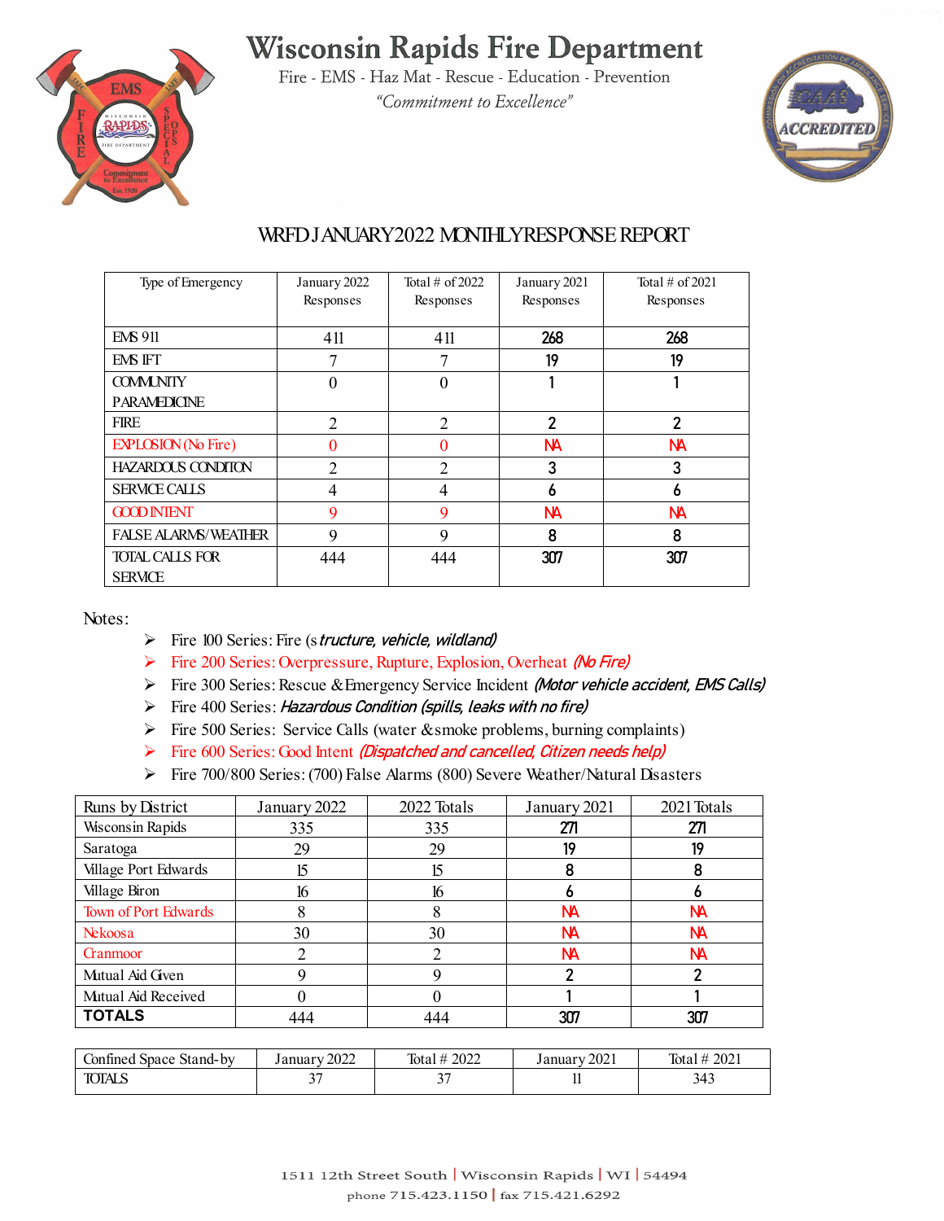# Wisconsin Rapids Fire Department

Fire - EMS - Haz Mat - Rescue - Education - Prevention

*"Commitment to Excellence"*

## WRFD JANUARY 2022 MONTHLY RESPONSE REPORT

| Type of Emergency | January 2022 Responses | Total # of 2022 Responses | January 2021 Responses | Total # of 2021 Responses |
|---|---|---|---|---|
| EMS 911 | 411 | 411 | 268 | 268 |
| EMS IFT | 7 | 7 | 19 | 19 |
| COMMUNITY PARAMEDICINE | 0 | 0 | 1 | 1 |
| FIRE | 2 | 2 | 2 | 2 |
| EXPLOSION (No Fire) | 0 | 0 | NA | NA |
| HAZARDOUS CONDITION | 2 | 2 | 3 | 3 |
| SERVICE CALLS | 4 | 4 | 6 | 6 |
| GOOD INTENT | 9 | 9 | NA | NA |
| FALSE ALARMS/WEATHER | 9 | 9 | 8 | 8 |
| TOTAL CALLS FOR SERVICE | 444 | 444 | 307 | 307 |

Notes:

- Fire 100 Series: Fire (s*tructure, vehicle, wildland)*
- Fire 200 Series: Overpressure, Rupture, Explosion, Overheat *(No Fire)*
- Fire 300 Series: Rescue & Emergency Service Incident *(Motor vehicle accident, EMS Calls)*
- Fire 400 Series: *Hazardous Condition (spills, leaks with no fire)*
- Fire 500 Series: Service Calls (water & smoke problems, burning complaints)
- Fire 600 Series: Good Intent *(Dispatched and cancelled, Citizen needs help)*
- Fire 700/800 Series: (700) False Alarms (800) Severe Weather/Natural Disasters

| Runs by District | January 2022 | 2022 Totals | January 2021 | 2021 Totals |
|---|---|---|---|---|
| Wisconsin Rapids | 335 | 335 | 271 | 271 |
| Saratoga | 29 | 29 | 19 | 19 |
| Village Port Edwards | 15 | 15 | 8 | 8 |
| Village Biron | 16 | 16 | 6 | 6 |
| Town of Port Edwards | 8 | 8 | NA | NA |
| Nekoosa | 30 | 30 | NA | NA |
| Cranmoor | 2 | 2 | NA | NA |
| Mutual Aid Given | 9 | 9 | 2 | 2 |
| Mutual Aid Received | 0 | 0 | 1 | 1 |
| **TOTALS** | 444 | 444 | 307 | 307 |

| Confined Space Stand-by | January 2022 | Total # 2022 | January 2021 | Total # 2021 |
|---|---|---|---|---|
| TOTALS | 37 | 37 | 11 | 343 |

1511 12th Street South | Wisconsin Rapids | WI | 54494
phone 715.423.1150 | fax 715.421.6292